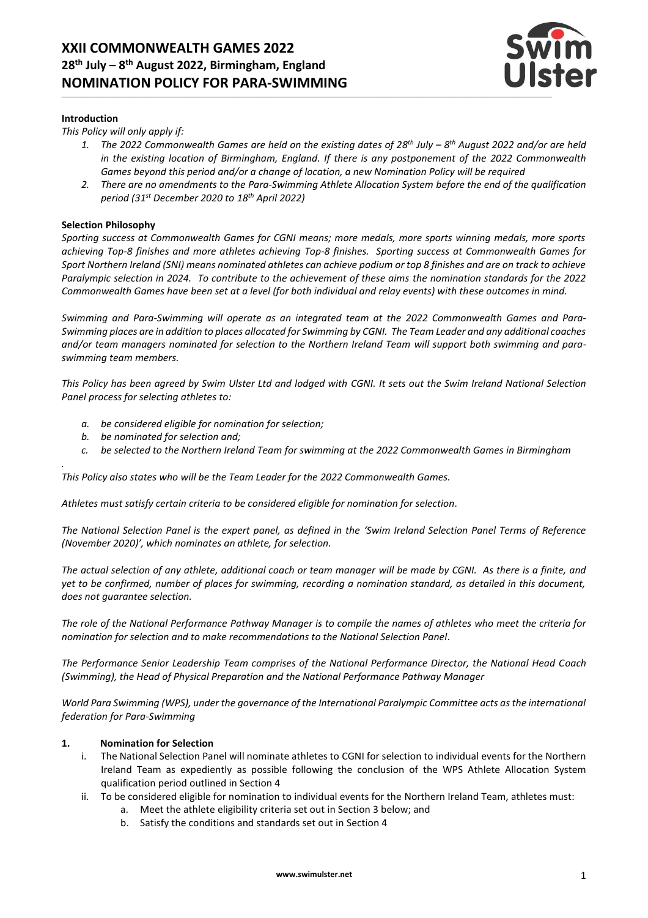# XXII COMMONWEALTH GAMES 2022
## 28th July – 8th August 2022, Birmingham, England
## NOMINATION POLICY FOR PARA-SWIMMING

**Introduction**

*This Policy will only apply if:*

1. *The 2022 Commonwealth Games are held on the existing dates of 28th July – 8th August 2022 and/or are held in the existing location of Birmingham, England. If there is any postponement of the 2022 Commonwealth Games beyond this period and/or a change of location, a new Nomination Policy will be required*
2. *There are no amendments to the Para-Swimming Athlete Allocation System before the end of the qualification period (31st December 2020 to 18th April 2022)*

**Selection Philosophy**

*Sporting success at Commonwealth Games for CGNI means; more medals, more sports winning medals, more sports achieving Top-8 finishes and more athletes achieving Top-8 finishes. Sporting success at Commonwealth Games for Sport Northern Ireland (SNI) means nominated athletes can achieve podium or top 8 finishes and are on track to achieve Paralympic selection in 2024. To contribute to the achievement of these aims the nomination standards for the 2022 Commonwealth Games have been set at a level (for both individual and relay events) with these outcomes in mind.*

*Swimming and Para-Swimming will operate as an integrated team at the 2022 Commonwealth Games and Para-Swimming places are in addition to places allocated for Swimming by CGNI. The Team Leader and any additional coaches and/or team managers nominated for selection to the Northern Ireland Team will support both swimming and para-swimming team members.*

*This Policy has been agreed by Swim Ulster Ltd and lodged with CGNI. It sets out the Swim Ireland National Selection Panel process for selecting athletes to:*

- a. *be considered eligible for nomination for selection;*
- b. *be nominated for selection and;*
- c. *be selected to the Northern Ireland Team for swimming at the 2022 Commonwealth Games in Birmingham*

*This Policy also states who will be the Team Leader for the 2022 Commonwealth Games.*

*Athletes must satisfy certain criteria to be considered eligible for nomination for selection.*

*The National Selection Panel is the expert panel, as defined in the 'Swim Ireland Selection Panel Terms of Reference (November 2020)', which nominates an athlete, for selection.*

*The actual selection of any athlete, additional coach or team manager will be made by CGNI. As there is a finite, and yet to be confirmed, number of places for swimming, recording a nomination standard, as detailed in this document, does not guarantee selection.*

*The role of the National Performance Pathway Manager is to compile the names of athletes who meet the criteria for nomination for selection and to make recommendations to the National Selection Panel.*

*The Performance Senior Leadership Team comprises of the National Performance Director, the National Head Coach (Swimming), the Head of Physical Preparation and the National Performance Pathway Manager*

*World Para Swimming (WPS), under the governance of the International Paralympic Committee acts as the international federation for Para-Swimming*

**1. Nomination for Selection**

- i. The National Selection Panel will nominate athletes to CGNI for selection to individual events for the Northern Ireland Team as expediently as possible following the conclusion of the WPS Athlete Allocation System qualification period outlined in Section 4
- ii. To be considered eligible for nomination to individual events for the Northern Ireland Team, athletes must:
  - a. Meet the athlete eligibility criteria set out in Section 3 below; and
  - b. Satisfy the conditions and standards set out in Section 4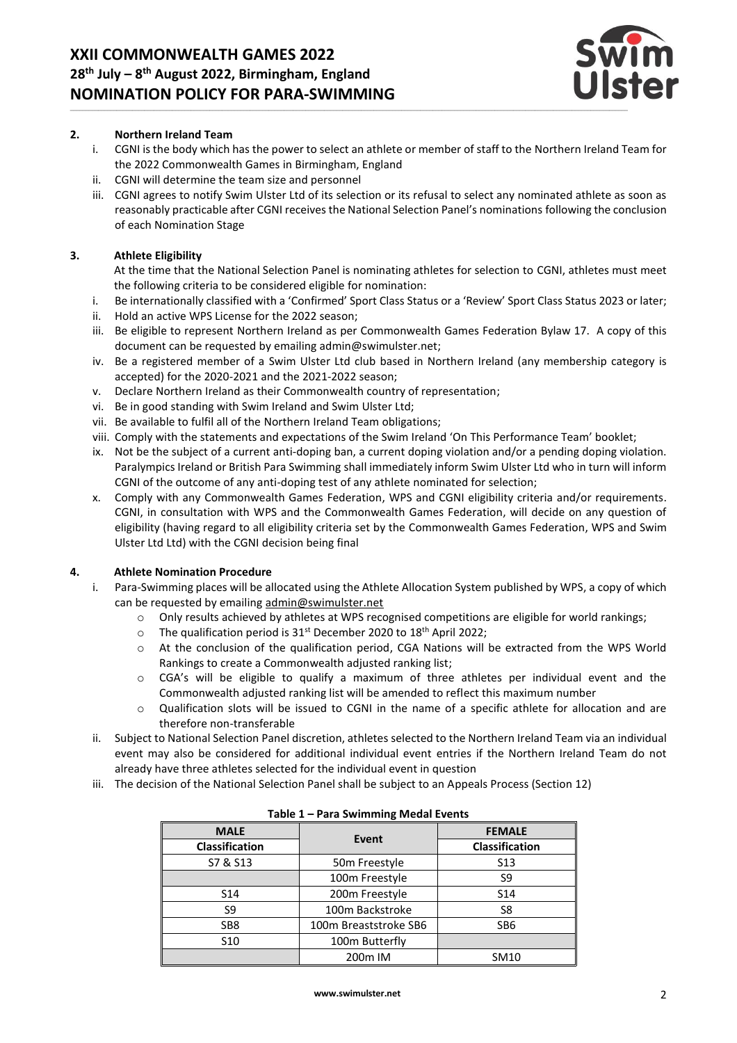## 2. Northern Ireland Team

i. CGNI is the body which has the power to select an athlete or member of staff to the Northern Ireland Team for the 2022 Commonwealth Games in Birmingham, England
ii. CGNI will determine the team size and personnel
iii. CGNI agrees to notify Swim Ulster Ltd of its selection or its refusal to select any nominated athlete as soon as reasonably practicable after CGNI receives the National Selection Panel's nominations following the conclusion of each Nomination Stage

## 3. Athlete Eligibility

At the time that the National Selection Panel is nominating athletes for selection to CGNI, athletes must meet the following criteria to be considered eligible for nomination:

i. Be internationally classified with a 'Confirmed' Sport Class Status or a 'Review' Sport Class Status 2023 or later;
ii. Hold an active WPS License for the 2022 season;
iii. Be eligible to represent Northern Ireland as per Commonwealth Games Federation Bylaw 17. A copy of this document can be requested by emailing admin@swimulster.net;
iv. Be a registered member of a Swim Ulster Ltd club based in Northern Ireland (any membership category is accepted) for the 2020-2021 and the 2021-2022 season;
v. Declare Northern Ireland as their Commonwealth country of representation;
vi. Be in good standing with Swim Ireland and Swim Ulster Ltd;
vii. Be available to fulfil all of the Northern Ireland Team obligations;
viii. Comply with the statements and expectations of the Swim Ireland 'On This Performance Team' booklet;
ix. Not be the subject of a current anti-doping ban, a current doping violation and/or a pending doping violation. Paralympics Ireland or British Para Swimming shall immediately inform Swim Ulster Ltd who in turn will inform CGNI of the outcome of any anti-doping test of any athlete nominated for selection;
x. Comply with any Commonwealth Games Federation, WPS and CGNI eligibility criteria and/or requirements. CGNI, in consultation with WPS and the Commonwealth Games Federation, will decide on any question of eligibility (having regard to all eligibility criteria set by the Commonwealth Games Federation, WPS and Swim Ulster Ltd) with the CGNI decision being final

## 4. Athlete Nomination Procedure

i. Para-Swimming places will be allocated using the Athlete Allocation System published by WPS, a copy of which can be requested by emailing admin@swimulster.net
   - Only results achieved by athletes at WPS recognised competitions are eligible for world rankings;
   - The qualification period is 31st December 2020 to 18th April 2022;
   - At the conclusion of the qualification period, CGA Nations will be extracted from the WPS World Rankings to create a Commonwealth adjusted ranking list;
   - CGA's will be eligible to qualify a maximum of three athletes per individual event and the Commonwealth adjusted ranking list will be amended to reflect this maximum number
   - Qualification slots will be issued to CGNI in the name of a specific athlete for allocation and are therefore non-transferable
ii. Subject to National Selection Panel discretion, athletes selected to the Northern Ireland Team via an individual event may also be considered for additional individual event entries if the Northern Ireland Team do not already have three athletes selected for the individual event in question
iii. The decision of the National Selection Panel shall be subject to an Appeals Process (Section 12)

**Table 1 – Para Swimming Medal Events**

| MALE Classification | Event | FEMALE Classification |
|---|---|---|
| S7 & S13 | 50m Freestyle | S13 |
| | 100m Freestyle | S9 |
| S14 | 200m Freestyle | S14 |
| S9 | 100m Backstroke | S8 |
| SB8 | 100m Breaststroke SB6 | SB6 |
| S10 | 100m Butterfly | |
| | 200m IM | SM10 |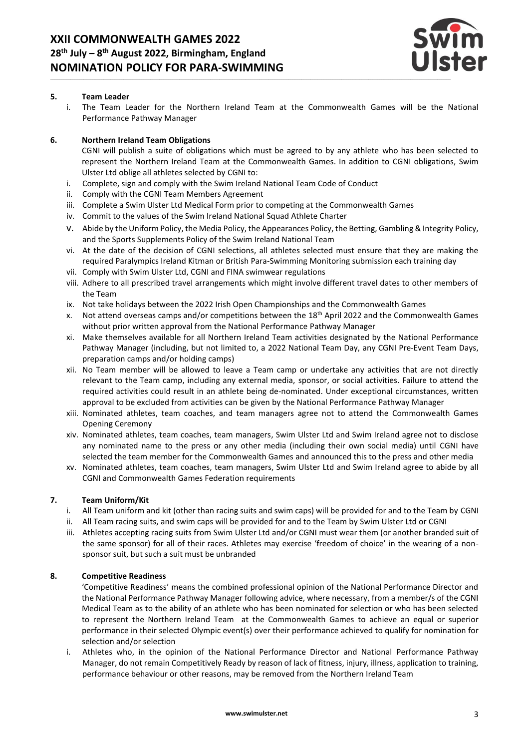## 5. Team Leader

i. The Team Leader for the Northern Ireland Team at the Commonwealth Games will be the National Performance Pathway Manager

## 6. Northern Ireland Team Obligations

CGNI will publish a suite of obligations which must be agreed to by any athlete who has been selected to represent the Northern Ireland Team at the Commonwealth Games. In addition to CGNI obligations, Swim Ulster Ltd oblige all athletes selected by CGNI to:

i. Complete, sign and comply with the Swim Ireland National Team Code of Conduct
ii. Comply with the CGNI Team Members Agreement
iii. Complete a Swim Ulster Ltd Medical Form prior to competing at the Commonwealth Games
iv. Commit to the values of the Swim Ireland National Squad Athlete Charter
v. Abide by the Uniform Policy, the Media Policy, the Appearances Policy, the Betting, Gambling & Integrity Policy, and the Sports Supplements Policy of the Swim Ireland National Team
vi. At the date of the decision of CGNI selections, all athletes selected must ensure that they are making the required Paralympics Ireland Kitman or British Para-Swimming Monitoring submission each training day
vii. Comply with Swim Ulster Ltd, CGNI and FINA swimwear regulations
viii. Adhere to all prescribed travel arrangements which might involve different travel dates to other members of the Team
ix. Not take holidays between the 2022 Irish Open Championships and the Commonwealth Games
x. Not attend overseas camps and/or competitions between the 18th April 2022 and the Commonwealth Games without prior written approval from the National Performance Pathway Manager
xi. Make themselves available for all Northern Ireland Team activities designated by the National Performance Pathway Manager (including, but not limited to, a 2022 National Team Day, any CGNI Pre-Event Team Days, preparation camps and/or holding camps)
xii. No Team member will be allowed to leave a Team camp or undertake any activities that are not directly relevant to the Team camp, including any external media, sponsor, or social activities. Failure to attend the required activities could result in an athlete being de-nominated. Under exceptional circumstances, written approval to be excluded from activities can be given by the National Performance Pathway Manager
xiii. Nominated athletes, team coaches, and team managers agree not to attend the Commonwealth Games Opening Ceremony
xiv. Nominated athletes, team coaches, team managers, Swim Ulster Ltd and Swim Ireland agree not to disclose any nominated name to the press or any other media (including their own social media) until CGNI have selected the team member for the Commonwealth Games and announced this to the press and other media
xv. Nominated athletes, team coaches, team managers, Swim Ulster Ltd and Swim Ireland agree to abide by all CGNI and Commonwealth Games Federation requirements

## 7. Team Uniform/Kit

i. All Team uniform and kit (other than racing suits and swim caps) will be provided for and to the Team by CGNI
ii. All Team racing suits, and swim caps will be provided for and to the Team by Swim Ulster Ltd or CGNI
iii. Athletes accepting racing suits from Swim Ulster Ltd and/or CGNI must wear them (or another branded suit of the same sponsor) for all of their races. Athletes may exercise 'freedom of choice' in the wearing of a non-sponsor suit, but such a suit must be unbranded

## 8. Competitive Readiness

'Competitive Readiness' means the combined professional opinion of the National Performance Director and the National Performance Pathway Manager following advice, where necessary, from a member/s of the CGNI Medical Team as to the ability of an athlete who has been nominated for selection or who has been selected to represent the Northern Ireland Team at the Commonwealth Games to achieve an equal or superior performance in their selected Olympic event(s) over their performance achieved to qualify for nomination for selection and/or selection

i. Athletes who, in the opinion of the National Performance Director and National Performance Pathway Manager, do not remain Competitively Ready by reason of lack of fitness, injury, illness, application to training, performance behaviour or other reasons, may be removed from the Northern Ireland Team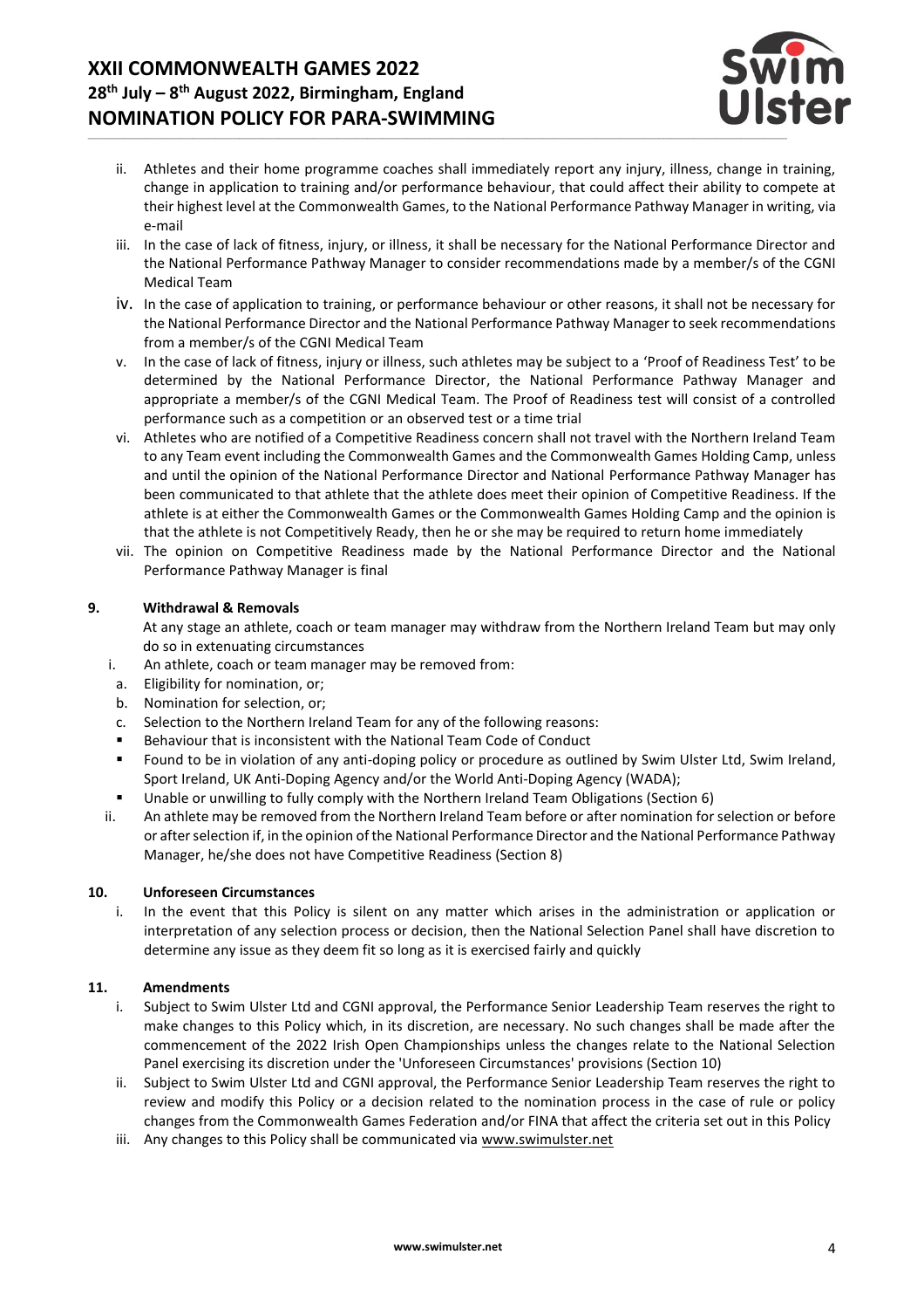ii. Athletes and their home programme coaches shall immediately report any injury, illness, change in training, change in application to training and/or performance behaviour, that could affect their ability to compete at their highest level at the Commonwealth Games, to the National Performance Pathway Manager in writing, via e-mail

iii. In the case of lack of fitness, injury, or illness, it shall be necessary for the National Performance Director and the National Performance Pathway Manager to consider recommendations made by a member/s of the CGNI Medical Team

iv. In the case of application to training, or performance behaviour or other reasons, it shall not be necessary for the National Performance Director and the National Performance Pathway Manager to seek recommendations from a member/s of the CGNI Medical Team

v. In the case of lack of fitness, injury or illness, such athletes may be subject to a 'Proof of Readiness Test' to be determined by the National Performance Director, the National Performance Pathway Manager and appropriate a member/s of the CGNI Medical Team. The Proof of Readiness test will consist of a controlled performance such as a competition or an observed test or a time trial

vi. Athletes who are notified of a Competitive Readiness concern shall not travel with the Northern Ireland Team to any Team event including the Commonwealth Games and the Commonwealth Games Holding Camp, unless and until the opinion of the National Performance Director and National Performance Pathway Manager has been communicated to that athlete that the athlete does meet their opinion of Competitive Readiness. If the athlete is at either the Commonwealth Games or the Commonwealth Games Holding Camp and the opinion is that the athlete is not Competitively Ready, then he or she may be required to return home immediately

vii. The opinion on Competitive Readiness made by the National Performance Director and the National Performance Pathway Manager is final

## 9. Withdrawal & Removals

At any stage an athlete, coach or team manager may withdraw from the Northern Ireland Team but may only do so in extenuating circumstances

i. An athlete, coach or team manager may be removed from:

a. Eligibility for nomination, or;
b. Nomination for selection, or;
c. Selection to the Northern Ireland Team for any of the following reasons:

- Behaviour that is inconsistent with the National Team Code of Conduct
- Found to be in violation of any anti-doping policy or procedure as outlined by Swim Ulster Ltd, Swim Ireland, Sport Ireland, UK Anti-Doping Agency and/or the World Anti-Doping Agency (WADA);
- Unable or unwilling to fully comply with the Northern Ireland Team Obligations (Section 6)

ii. An athlete may be removed from the Northern Ireland Team before or after nomination for selection or before or after selection if, in the opinion of the National Performance Director and the National Performance Pathway Manager, he/she does not have Competitive Readiness (Section 8)

## 10. Unforeseen Circumstances

i. In the event that this Policy is silent on any matter which arises in the administration or application or interpretation of any selection process or decision, then the National Selection Panel shall have discretion to determine any issue as they deem fit so long as it is exercised fairly and quickly

## 11. Amendments

i. Subject to Swim Ulster Ltd and CGNI approval, the Performance Senior Leadership Team reserves the right to make changes to this Policy which, in its discretion, are necessary. No such changes shall be made after the commencement of the 2022 Irish Open Championships unless the changes relate to the National Selection Panel exercising its discretion under the 'Unforeseen Circumstances' provisions (Section 10)

ii. Subject to Swim Ulster Ltd and CGNI approval, the Performance Senior Leadership Team reserves the right to review and modify this Policy or a decision related to the nomination process in the case of rule or policy changes from the Commonwealth Games Federation and/or FINA that affect the criteria set out in this Policy

iii. Any changes to this Policy shall be communicated via www.swimulster.net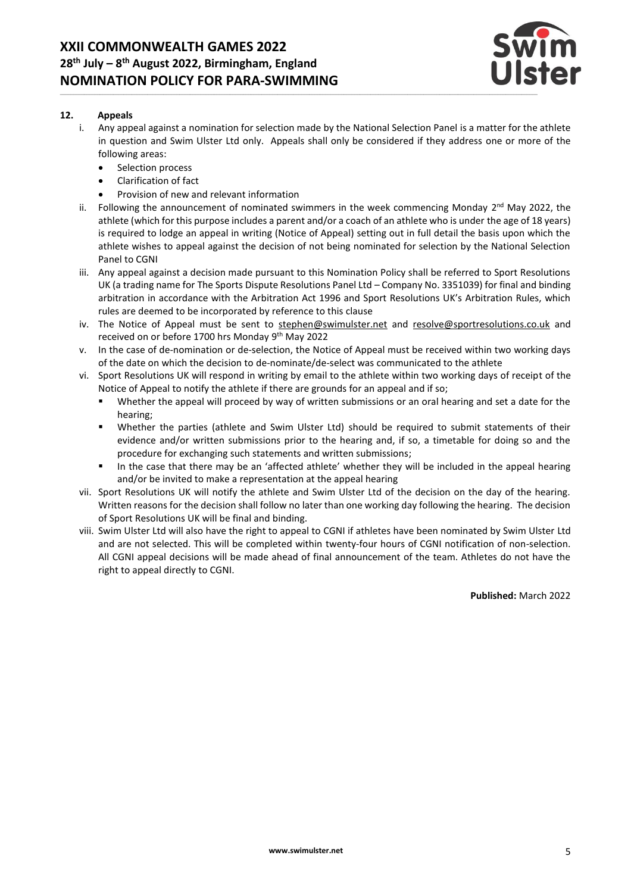## 12. Appeals

i. Any appeal against a nomination for selection made by the National Selection Panel is a matter for the athlete in question and Swim Ulster Ltd only. Appeals shall only be considered if they address one or more of the following areas:
   - Selection process
   - Clarification of fact
   - Provision of new and relevant information

ii. Following the announcement of nominated swimmers in the week commencing Monday 2nd May 2022, the athlete (which for this purpose includes a parent and/or a coach of an athlete who is under the age of 18 years) is required to lodge an appeal in writing (Notice of Appeal) setting out in full detail the basis upon which the athlete wishes to appeal against the decision of not being nominated for selection by the National Selection Panel to CGNI

iii. Any appeal against a decision made pursuant to this Nomination Policy shall be referred to Sport Resolutions UK (a trading name for The Sports Dispute Resolutions Panel Ltd – Company No. 3351039) for final and binding arbitration in accordance with the Arbitration Act 1996 and Sport Resolutions UK's Arbitration Rules, which rules are deemed to be incorporated by reference to this clause

iv. The Notice of Appeal must be sent to stephen@swimulster.net and resolve@sportresolutions.co.uk and received on or before 1700 hrs Monday 9th May 2022

v. In the case of de-nomination or de-selection, the Notice of Appeal must be received within two working days of the date on which the decision to de-nominate/de-select was communicated to the athlete

vi. Sport Resolutions UK will respond in writing by email to the athlete within two working days of receipt of the Notice of Appeal to notify the athlete if there are grounds for an appeal and if so;
   - Whether the appeal will proceed by way of written submissions or an oral hearing and set a date for the hearing;
   - Whether the parties (athlete and Swim Ulster Ltd) should be required to submit statements of their evidence and/or written submissions prior to the hearing and, if so, a timetable for doing so and the procedure for exchanging such statements and written submissions;
   - In the case that there may be an 'affected athlete' whether they will be included in the appeal hearing and/or be invited to make a representation at the appeal hearing

vii. Sport Resolutions UK will notify the athlete and Swim Ulster Ltd of the decision on the day of the hearing. Written reasons for the decision shall follow no later than one working day following the hearing. The decision of Sport Resolutions UK will be final and binding.

viii. Swim Ulster Ltd will also have the right to appeal to CGNI if athletes have been nominated by Swim Ulster Ltd and are not selected. This will be completed within twenty-four hours of CGNI notification of non-selection. All CGNI appeal decisions will be made ahead of final announcement of the team. Athletes do not have the right to appeal directly to CGNI.

**Published:** March 2022